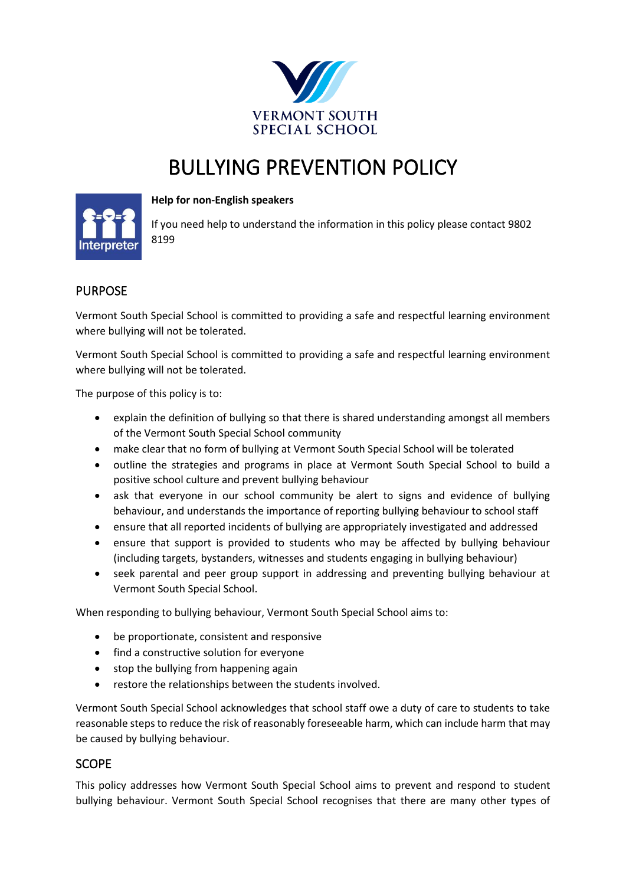VERMONT SOUTH SPECIAL SCHOOL

# BULLYING PREVENTION POLICY

**Help for non-English speakers**

If you need help to understand the information in this policy please contact 9802 8199

## PURPOSE

Vermont South Special School is committed to providing a safe and respectful learning environment where bullying will not be tolerated.

Vermont South Special School is committed to providing a safe and respectful learning environment where bullying will not be tolerated.

The purpose of this policy is to:

- explain the definition of bullying so that there is shared understanding amongst all members of the Vermont South Special School community
- make clear that no form of bullying at Vermont South Special School will be tolerated
- outline the strategies and programs in place at Vermont South Special School to build a positive school culture and prevent bullying behaviour
- ask that everyone in our school community be alert to signs and evidence of bullying behaviour, and understands the importance of reporting bullying behaviour to school staff
- ensure that all reported incidents of bullying are appropriately investigated and addressed
- ensure that support is provided to students who may be affected by bullying behaviour (including targets, bystanders, witnesses and students engaging in bullying behaviour)
- seek parental and peer group support in addressing and preventing bullying behaviour at Vermont South Special School.

When responding to bullying behaviour, Vermont South Special School aims to:

- be proportionate, consistent and responsive
- find a constructive solution for everyone
- stop the bullying from happening again
- restore the relationships between the students involved.

Vermont South Special School acknowledges that school staff owe a duty of care to students to take reasonable steps to reduce the risk of reasonably foreseeable harm, which can include harm that may be caused by bullying behaviour.

## SCOPE

This policy addresses how Vermont South Special School aims to prevent and respond to student bullying behaviour. Vermont South Special School recognises that there are many other types of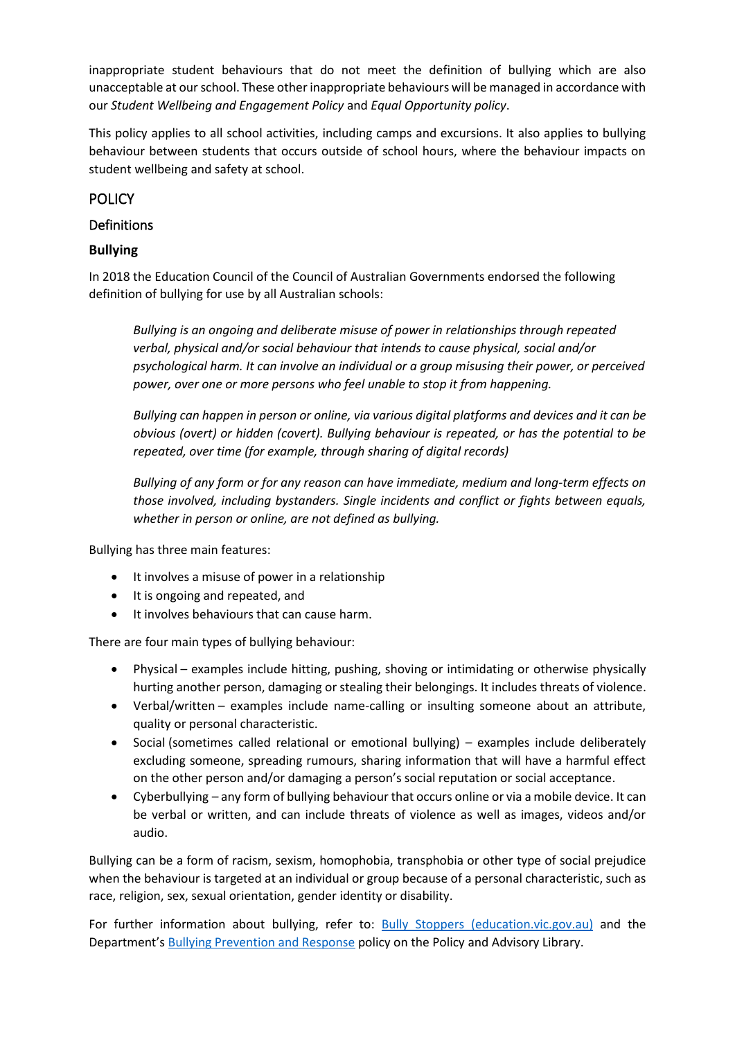inappropriate student behaviours that do not meet the definition of bullying which are also unacceptable at our school. These other inappropriate behaviours will be managed in accordance with our *Student Wellbeing and Engagement Policy* and *Equal Opportunity policy*.

This policy applies to all school activities, including camps and excursions. It also applies to bullying behaviour between students that occurs outside of school hours, where the behaviour impacts on student wellbeing and safety at school.

## POLICY

### Definitions

#### Bullying

In 2018 the Education Council of the Council of Australian Governments endorsed the following definition of bullying for use by all Australian schools:

> *Bullying is an ongoing and deliberate misuse of power in relationships through repeated verbal, physical and/or social behaviour that intends to cause physical, social and/or psychological harm. It can involve an individual or a group misusing their power, or perceived power, over one or more persons who feel unable to stop it from happening.*
>
> *Bullying can happen in person or online, via various digital platforms and devices and it can be obvious (overt) or hidden (covert). Bullying behaviour is repeated, or has the potential to be repeated, over time (for example, through sharing of digital records)*
>
> *Bullying of any form or for any reason can have immediate, medium and long-term effects on those involved, including bystanders. Single incidents and conflict or fights between equals, whether in person or online, are not defined as bullying.*

Bullying has three main features:

- It involves a misuse of power in a relationship
- It is ongoing and repeated, and
- It involves behaviours that can cause harm.

There are four main types of bullying behaviour:

- Physical – examples include hitting, pushing, shoving or intimidating or otherwise physically hurting another person, damaging or stealing their belongings. It includes threats of violence.
- Verbal/written – examples include name-calling or insulting someone about an attribute, quality or personal characteristic.
- Social (sometimes called relational or emotional bullying) – examples include deliberately excluding someone, spreading rumours, sharing information that will have a harmful effect on the other person and/or damaging a person's social reputation or social acceptance.
- Cyberbullying – any form of bullying behaviour that occurs online or via a mobile device. It can be verbal or written, and can include threats of violence as well as images, videos and/or audio.

Bullying can be a form of racism, sexism, homophobia, transphobia or other type of social prejudice when the behaviour is targeted at an individual or group because of a personal characteristic, such as race, religion, sex, sexual orientation, gender identity or disability.

For further information about bullying, refer to: Bully Stoppers (education.vic.gov.au) and the Department's Bullying Prevention and Response policy on the Policy and Advisory Library.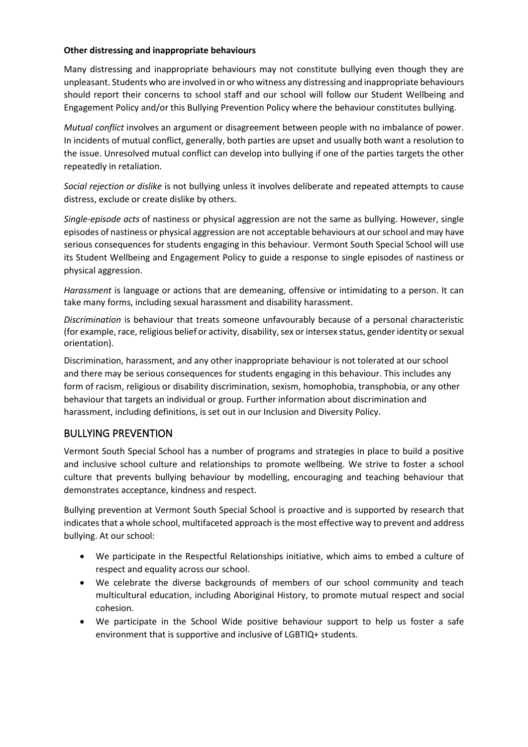**Other distressing and inappropriate behaviours**

Many distressing and inappropriate behaviours may not constitute bullying even though they are unpleasant. Students who are involved in or who witness any distressing and inappropriate behaviours should report their concerns to school staff and our school will follow our Student Wellbeing and Engagement Policy and/or this Bullying Prevention Policy where the behaviour constitutes bullying.

*Mutual conflict* involves an argument or disagreement between people with no imbalance of power. In incidents of mutual conflict, generally, both parties are upset and usually both want a resolution to the issue. Unresolved mutual conflict can develop into bullying if one of the parties targets the other repeatedly in retaliation.

*Social rejection or dislike* is not bullying unless it involves deliberate and repeated attempts to cause distress, exclude or create dislike by others.

*Single-episode acts* of nastiness or physical aggression are not the same as bullying. However, single episodes of nastiness or physical aggression are not acceptable behaviours at our school and may have serious consequences for students engaging in this behaviour. Vermont South Special School will use its Student Wellbeing and Engagement Policy to guide a response to single episodes of nastiness or physical aggression.

*Harassment* is language or actions that are demeaning, offensive or intimidating to a person. It can take many forms, including sexual harassment and disability harassment.

*Discrimination* is behaviour that treats someone unfavourably because of a personal characteristic (for example, race, religious belief or activity, disability, sex or intersex status, gender identity or sexual orientation).

Discrimination, harassment, and any other inappropriate behaviour is not tolerated at our school and there may be serious consequences for students engaging in this behaviour. This includes any form of racism, religious or disability discrimination, sexism, homophobia, transphobia, or any other behaviour that targets an individual or group. Further information about discrimination and harassment, including definitions, is set out in our Inclusion and Diversity Policy.

## BULLYING PREVENTION

Vermont South Special School has a number of programs and strategies in place to build a positive and inclusive school culture and relationships to promote wellbeing. We strive to foster a school culture that prevents bullying behaviour by modelling, encouraging and teaching behaviour that demonstrates acceptance, kindness and respect.

Bullying prevention at Vermont South Special School is proactive and is supported by research that indicates that a whole school, multifaceted approach is the most effective way to prevent and address bullying. At our school:

- We participate in the Respectful Relationships initiative, which aims to embed a culture of respect and equality across our school.
- We celebrate the diverse backgrounds of members of our school community and teach multicultural education, including Aboriginal History, to promote mutual respect and social cohesion.
- We participate in the School Wide positive behaviour support to help us foster a safe environment that is supportive and inclusive of LGBTIQ+ students.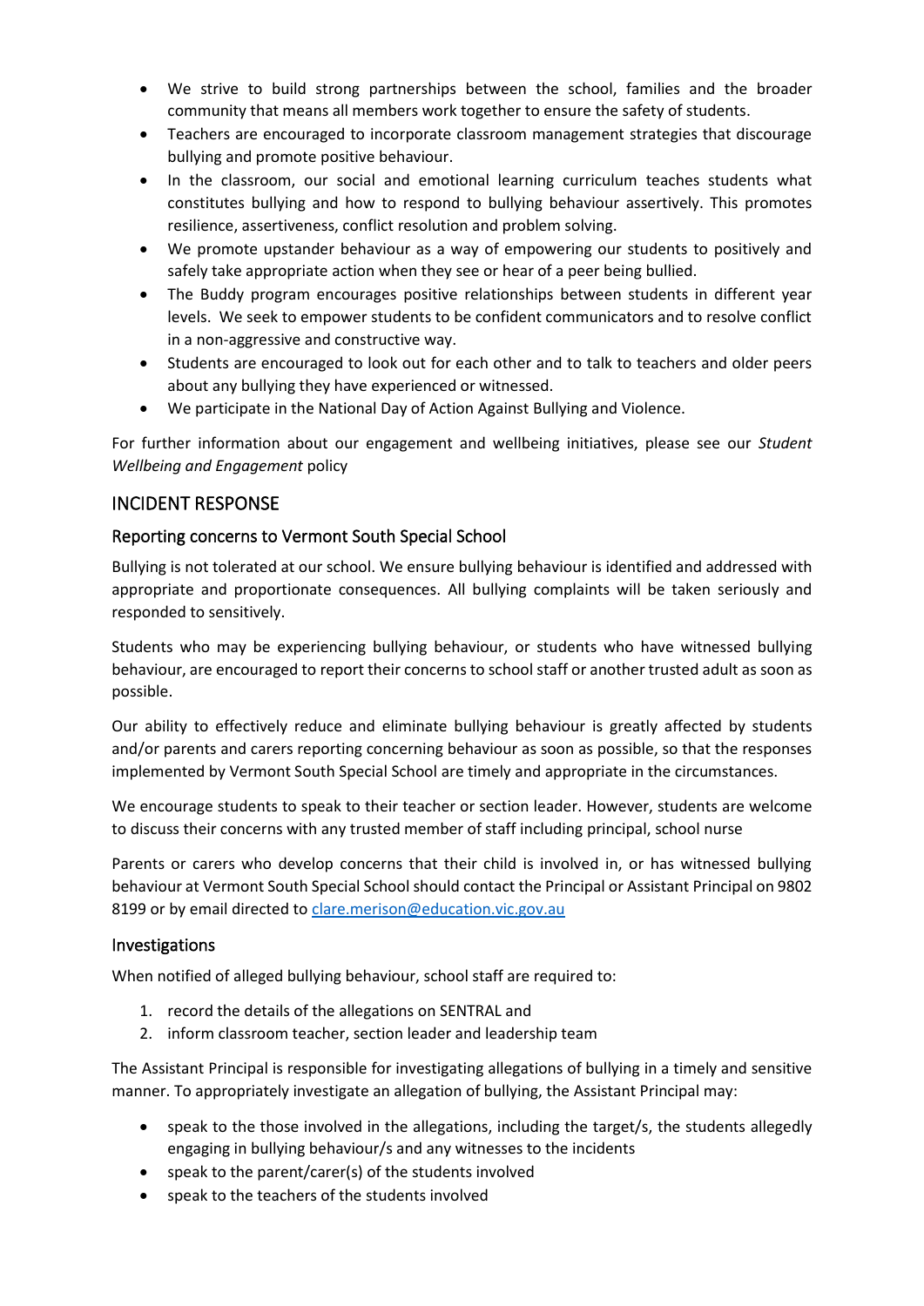- We strive to build strong partnerships between the school, families and the broader community that means all members work together to ensure the safety of students.
- Teachers are encouraged to incorporate classroom management strategies that discourage bullying and promote positive behaviour.
- In the classroom, our social and emotional learning curriculum teaches students what constitutes bullying and how to respond to bullying behaviour assertively. This promotes resilience, assertiveness, conflict resolution and problem solving.
- We promote upstander behaviour as a way of empowering our students to positively and safely take appropriate action when they see or hear of a peer being bullied.
- The Buddy program encourages positive relationships between students in different year levels. We seek to empower students to be confident communicators and to resolve conflict in a non-aggressive and constructive way.
- Students are encouraged to look out for each other and to talk to teachers and older peers about any bullying they have experienced or witnessed.
- We participate in the National Day of Action Against Bullying and Violence.

For further information about our engagement and wellbeing initiatives, please see our *Student Wellbeing and Engagement* policy

## INCIDENT RESPONSE

### Reporting concerns to Vermont South Special School

Bullying is not tolerated at our school. We ensure bullying behaviour is identified and addressed with appropriate and proportionate consequences. All bullying complaints will be taken seriously and responded to sensitively.

Students who may be experiencing bullying behaviour, or students who have witnessed bullying behaviour, are encouraged to report their concerns to school staff or another trusted adult as soon as possible.

Our ability to effectively reduce and eliminate bullying behaviour is greatly affected by students and/or parents and carers reporting concerning behaviour as soon as possible, so that the responses implemented by Vermont South Special School are timely and appropriate in the circumstances.

We encourage students to speak to their teacher or section leader. However, students are welcome to discuss their concerns with any trusted member of staff including principal, school nurse

Parents or carers who develop concerns that their child is involved in, or has witnessed bullying behaviour at Vermont South Special School should contact the Principal or Assistant Principal on 9802 8199 or by email directed to [clare.merison@education.vic.gov.au](mailto:clare.merison@education.vic.gov.au)

### Investigations

When notified of alleged bullying behaviour, school staff are required to:

1. record the details of the allegations on SENTRAL and
2. inform classroom teacher, section leader and leadership team

The Assistant Principal is responsible for investigating allegations of bullying in a timely and sensitive manner. To appropriately investigate an allegation of bullying, the Assistant Principal may:

- speak to the those involved in the allegations, including the target/s, the students allegedly engaging in bullying behaviour/s and any witnesses to the incidents
- speak to the parent/carer(s) of the students involved
- speak to the teachers of the students involved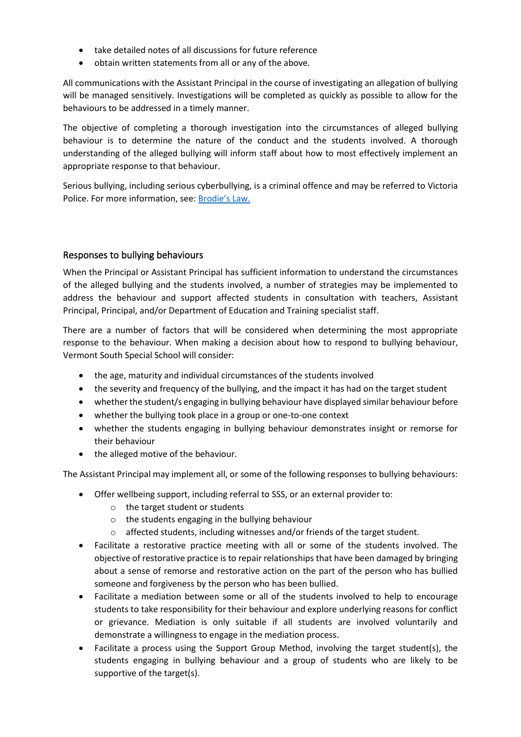- take detailed notes of all discussions for future reference
- obtain written statements from all or any of the above.

All communications with the Assistant Principal in the course of investigating an allegation of bullying will be managed sensitively. Investigations will be completed as quickly as possible to allow for the behaviours to be addressed in a timely manner.

The objective of completing a thorough investigation into the circumstances of alleged bullying behaviour is to determine the nature of the conduct and the students involved. A thorough understanding of the alleged bullying will inform staff about how to most effectively implement an appropriate response to that behaviour.

Serious bullying, including serious cyberbullying, is a criminal offence and may be referred to Victoria Police. For more information, see: Brodie's Law.

## Responses to bullying behaviours

When the Principal or Assistant Principal has sufficient information to understand the circumstances of the alleged bullying and the students involved, a number of strategies may be implemented to address the behaviour and support affected students in consultation with teachers, Assistant Principal, Principal, and/or Department of Education and Training specialist staff.

There are a number of factors that will be considered when determining the most appropriate response to the behaviour. When making a decision about how to respond to bullying behaviour, Vermont South Special School will consider:

- the age, maturity and individual circumstances of the students involved
- the severity and frequency of the bullying, and the impact it has had on the target student
- whether the student/s engaging in bullying behaviour have displayed similar behaviour before
- whether the bullying took place in a group or one-to-one context
- whether the students engaging in bullying behaviour demonstrates insight or remorse for their behaviour
- the alleged motive of the behaviour.

The Assistant Principal may implement all, or some of the following responses to bullying behaviours:

- Offer wellbeing support, including referral to SSS, or an external provider to:
  - the target student or students
  - the students engaging in the bullying behaviour
  - affected students, including witnesses and/or friends of the target student.
- Facilitate a restorative practice meeting with all or some of the students involved. The objective of restorative practice is to repair relationships that have been damaged by bringing about a sense of remorse and restorative action on the part of the person who has bullied someone and forgiveness by the person who has been bullied.
- Facilitate a mediation between some or all of the students involved to help to encourage students to take responsibility for their behaviour and explore underlying reasons for conflict or grievance. Mediation is only suitable if all students are involved voluntarily and demonstrate a willingness to engage in the mediation process.
- Facilitate a process using the Support Group Method, involving the target student(s), the students engaging in bullying behaviour and a group of students who are likely to be supportive of the target(s).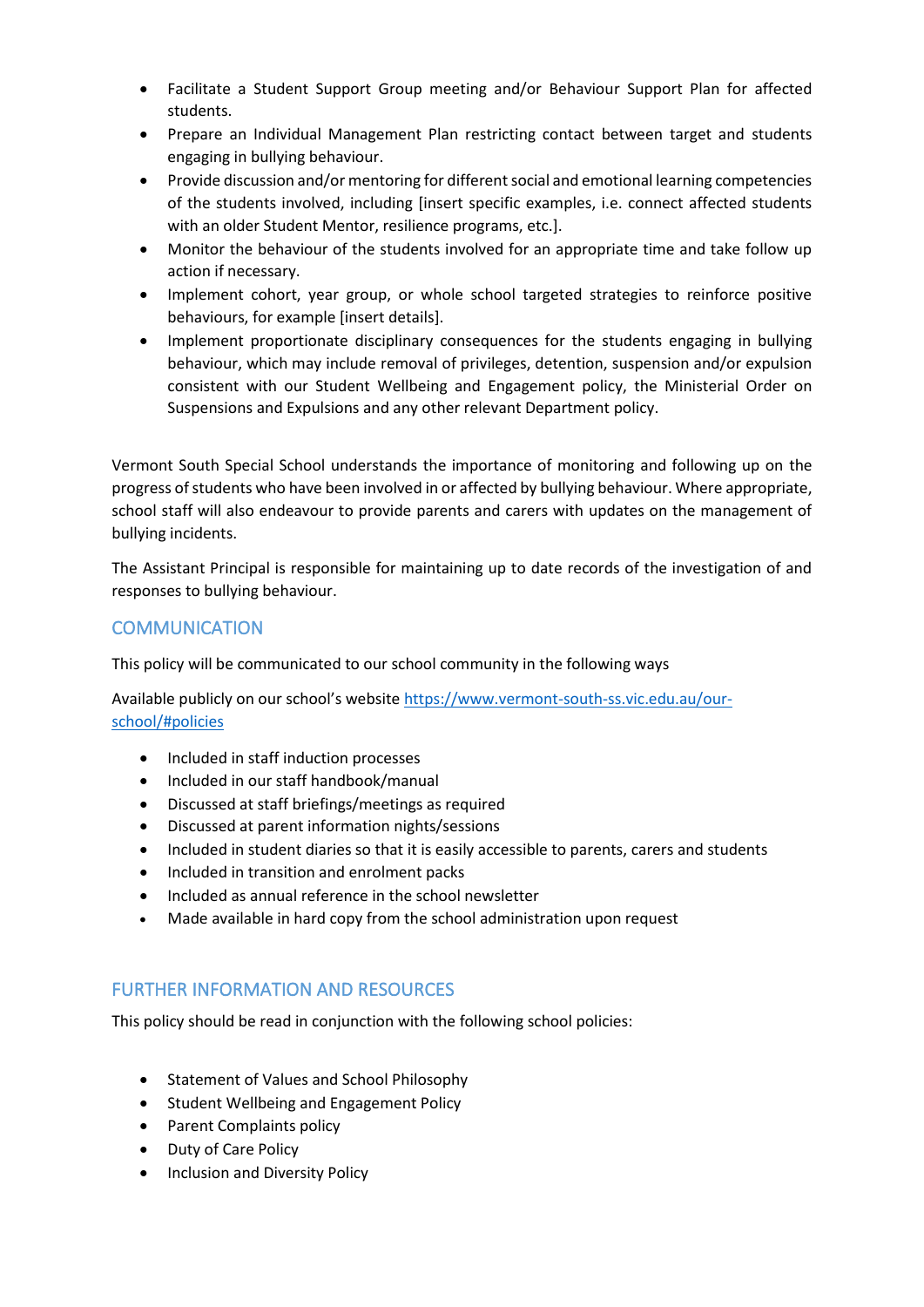- Facilitate a Student Support Group meeting and/or Behaviour Support Plan for affected students.
- Prepare an Individual Management Plan restricting contact between target and students engaging in bullying behaviour.
- Provide discussion and/or mentoring for different social and emotional learning competencies of the students involved, including [insert specific examples, i.e. connect affected students with an older Student Mentor, resilience programs, etc.].
- Monitor the behaviour of the students involved for an appropriate time and take follow up action if necessary.
- Implement cohort, year group, or whole school targeted strategies to reinforce positive behaviours, for example [insert details].
- Implement proportionate disciplinary consequences for the students engaging in bullying behaviour, which may include removal of privileges, detention, suspension and/or expulsion consistent with our Student Wellbeing and Engagement policy, the Ministerial Order on Suspensions and Expulsions and any other relevant Department policy.

Vermont South Special School understands the importance of monitoring and following up on the progress of students who have been involved in or affected by bullying behaviour. Where appropriate, school staff will also endeavour to provide parents and carers with updates on the management of bullying incidents.

The Assistant Principal is responsible for maintaining up to date records of the investigation of and responses to bullying behaviour.

## COMMUNICATION

This policy will be communicated to our school community in the following ways

Available publicly on our school's website https://www.vermont-south-ss.vic.edu.au/our-school/#policies

- Included in staff induction processes
- Included in our staff handbook/manual
- Discussed at staff briefings/meetings as required
- Discussed at parent information nights/sessions
- Included in student diaries so that it is easily accessible to parents, carers and students
- Included in transition and enrolment packs
- Included as annual reference in the school newsletter
- Made available in hard copy from the school administration upon request

## FURTHER INFORMATION AND RESOURCES

This policy should be read in conjunction with the following school policies:

- Statement of Values and School Philosophy
- Student Wellbeing and Engagement Policy
- Parent Complaints policy
- Duty of Care Policy
- Inclusion and Diversity Policy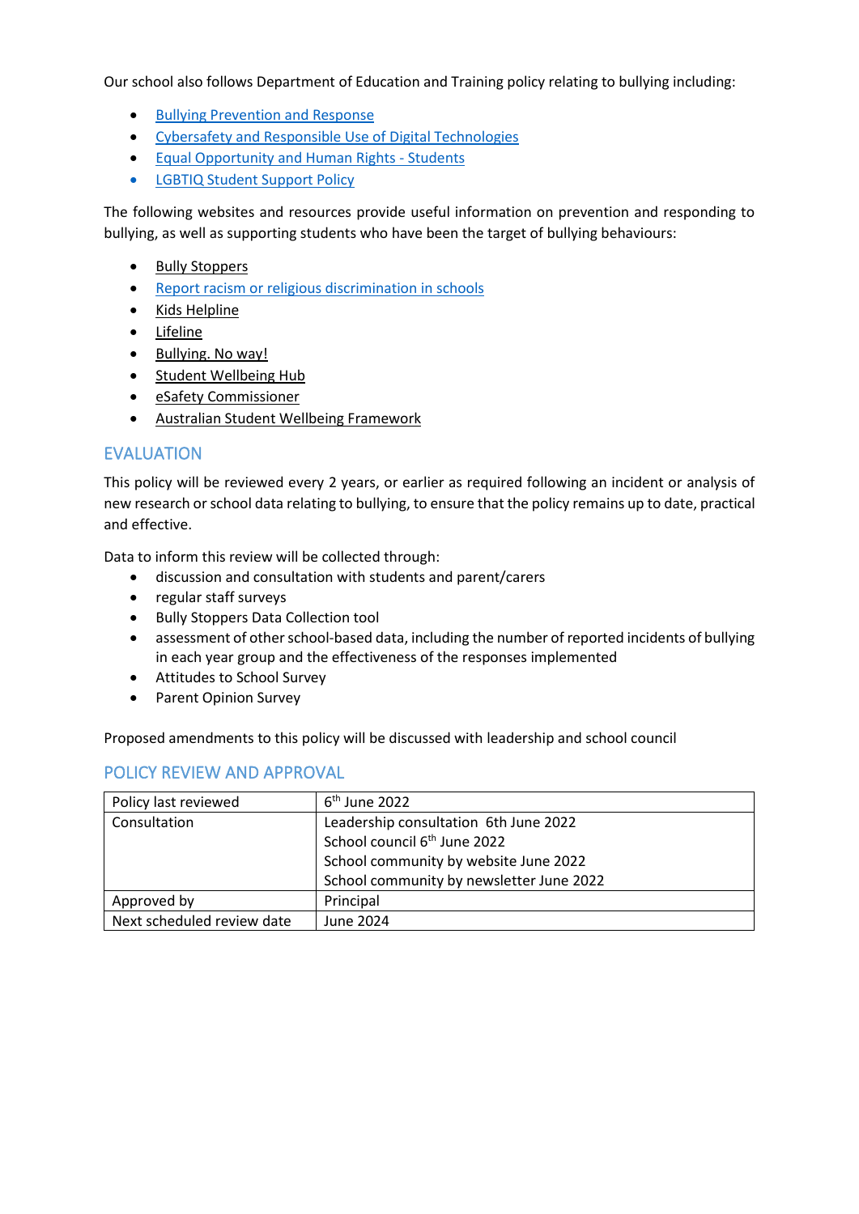Our school also follows Department of Education and Training policy relating to bullying including:

- Bullying Prevention and Response
- Cybersafety and Responsible Use of Digital Technologies
- Equal Opportunity and Human Rights - Students
- LGBTIQ Student Support Policy

The following websites and resources provide useful information on prevention and responding to bullying, as well as supporting students who have been the target of bullying behaviours:

- Bully Stoppers
- Report racism or religious discrimination in schools
- Kids Helpline
- Lifeline
- Bullying. No way!
- Student Wellbeing Hub
- eSafety Commissioner
- Australian Student Wellbeing Framework

## EVALUATION

This policy will be reviewed every 2 years, or earlier as required following an incident or analysis of new research or school data relating to bullying, to ensure that the policy remains up to date, practical and effective.

Data to inform this review will be collected through:

- discussion and consultation with students and parent/carers
- regular staff surveys
- Bully Stoppers Data Collection tool
- assessment of other school-based data, including the number of reported incidents of bullying in each year group and the effectiveness of the responses implemented
- Attitudes to School Survey
- Parent Opinion Survey

Proposed amendments to this policy will be discussed with leadership and school council

## POLICY REVIEW AND APPROVAL

| | |
|---|---|
| Policy last reviewed | 6th June 2022 |
| Consultation | Leadership consultation 6th June 2022<br>School council 6th June 2022<br>School community by website June 2022<br>School community by newsletter June 2022 |
| Approved by | Principal |
| Next scheduled review date | June 2024 |